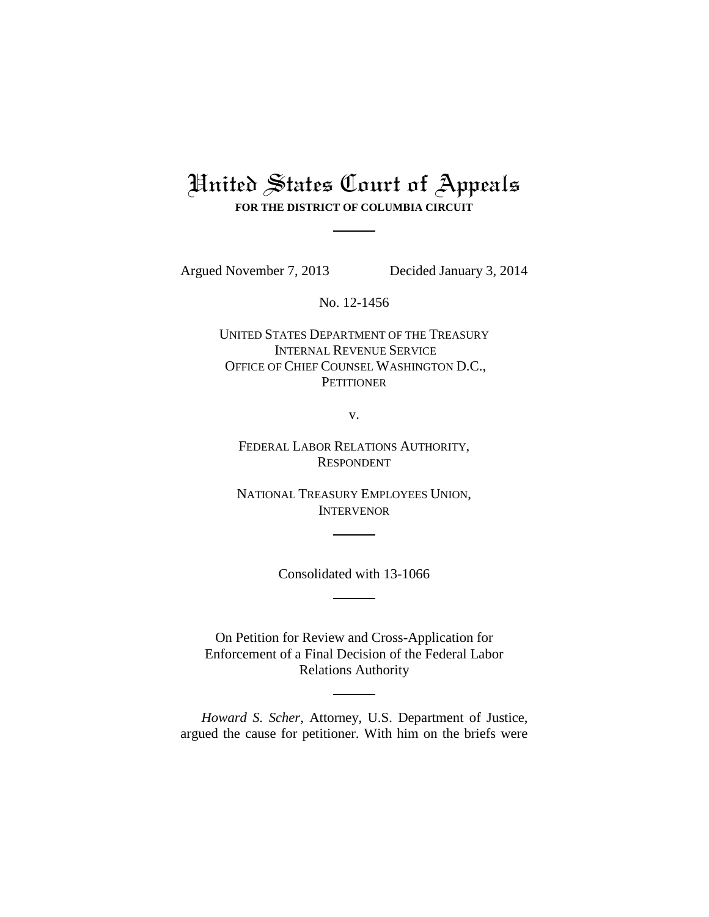# United States Court of Appeals

**FOR THE DISTRICT OF COLUMBIA CIRCUIT**

Argued November 7, 2013 Decided January 3, 2014

No. 12-1456

UNITED STATES DEPARTMENT OF THE TREASURY
INTERNAL REVENUE SERVICE
OFFICE OF CHIEF COUNSEL WASHINGTON D.C.,
PETITIONER

v.

FEDERAL LABOR RELATIONS AUTHORITY,
RESPONDENT

NATIONAL TREASURY EMPLOYEES UNION,
INTERVENOR

Consolidated with 13-1066

On Petition for Review and Cross-Application for Enforcement of a Final Decision of the Federal Labor Relations Authority

*Howard S. Scher*, Attorney, U.S. Department of Justice, argued the cause for petitioner. With him on the briefs were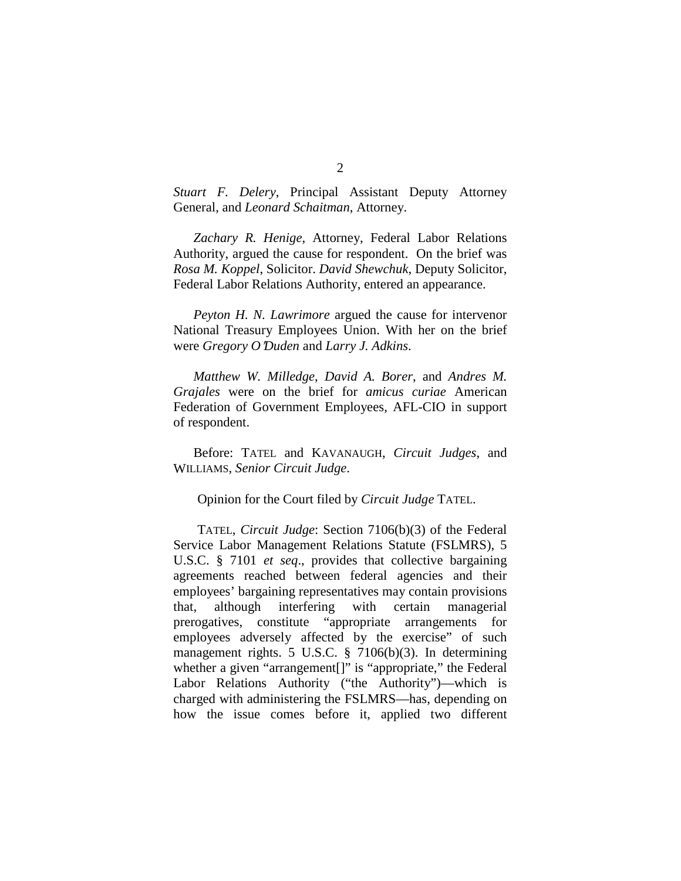*Stuart F. Delery*, Principal Assistant Deputy Attorney General, and *Leonard Schaitman*, Attorney.

*Zachary R. Henige*, Attorney, Federal Labor Relations Authority, argued the cause for respondent. On the brief was *Rosa M. Koppel*, Solicitor. *David Shewchuk*, Deputy Solicitor, Federal Labor Relations Authority, entered an appearance.

*Peyton H. N. Lawrimore* argued the cause for intervenor National Treasury Employees Union. With her on the brief were *Gregory O'Duden* and *Larry J. Adkins*.

*Matthew W. Milledge*, *David A. Borer*, and *Andres M. Grajales* were on the brief for *amicus curiae* American Federation of Government Employees, AFL-CIO in support of respondent.

Before: TATEL and KAVANAUGH, *Circuit Judges*, and WILLIAMS, *Senior Circuit Judge*.

Opinion for the Court filed by *Circuit Judge* TATEL.

TATEL, *Circuit Judge*: Section 7106(b)(3) of the Federal Service Labor Management Relations Statute (FSLMRS), 5 U.S.C. § 7101 *et seq*., provides that collective bargaining agreements reached between federal agencies and their employees' bargaining representatives may contain provisions that, although interfering with certain managerial prerogatives, constitute "appropriate arrangements for employees adversely affected by the exercise" of such management rights. 5 U.S.C. § 7106(b)(3). In determining whether a given "arrangement[]" is "appropriate," the Federal Labor Relations Authority ("the Authority")—which is charged with administering the FSLMRS—has, depending on how the issue comes before it, applied two different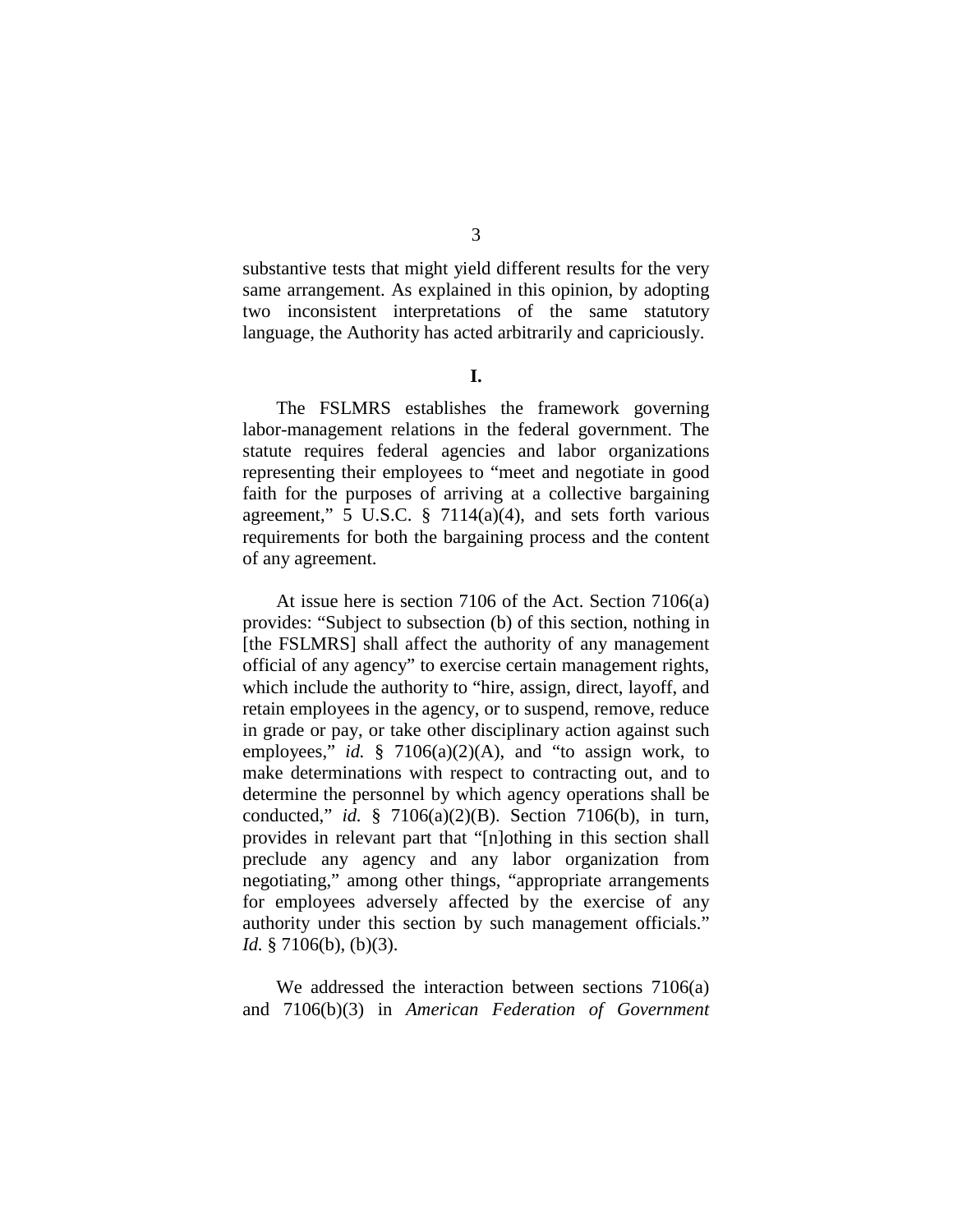substantive tests that might yield different results for the very same arrangement. As explained in this opinion, by adopting two inconsistent interpretations of the same statutory language, the Authority has acted arbitrarily and capriciously.

## I.

The FSLMRS establishes the framework governing labor-management relations in the federal government. The statute requires federal agencies and labor organizations representing their employees to "meet and negotiate in good faith for the purposes of arriving at a collective bargaining agreement," 5 U.S.C. § 7114(a)(4), and sets forth various requirements for both the bargaining process and the content of any agreement.

At issue here is section 7106 of the Act. Section 7106(a) provides: "Subject to subsection (b) of this section, nothing in [the FSLMRS] shall affect the authority of any management official of any agency" to exercise certain management rights, which include the authority to "hire, assign, direct, layoff, and retain employees in the agency, or to suspend, remove, reduce in grade or pay, or take other disciplinary action against such employees," *id.* § 7106(a)(2)(A), and "to assign work, to make determinations with respect to contracting out, and to determine the personnel by which agency operations shall be conducted," *id.* § 7106(a)(2)(B). Section 7106(b), in turn, provides in relevant part that "[n]othing in this section shall preclude any agency and any labor organization from negotiating," among other things, "appropriate arrangements for employees adversely affected by the exercise of any authority under this section by such management officials." *Id.* § 7106(b), (b)(3).

We addressed the interaction between sections 7106(a) and 7106(b)(3) in *American Federation of Government*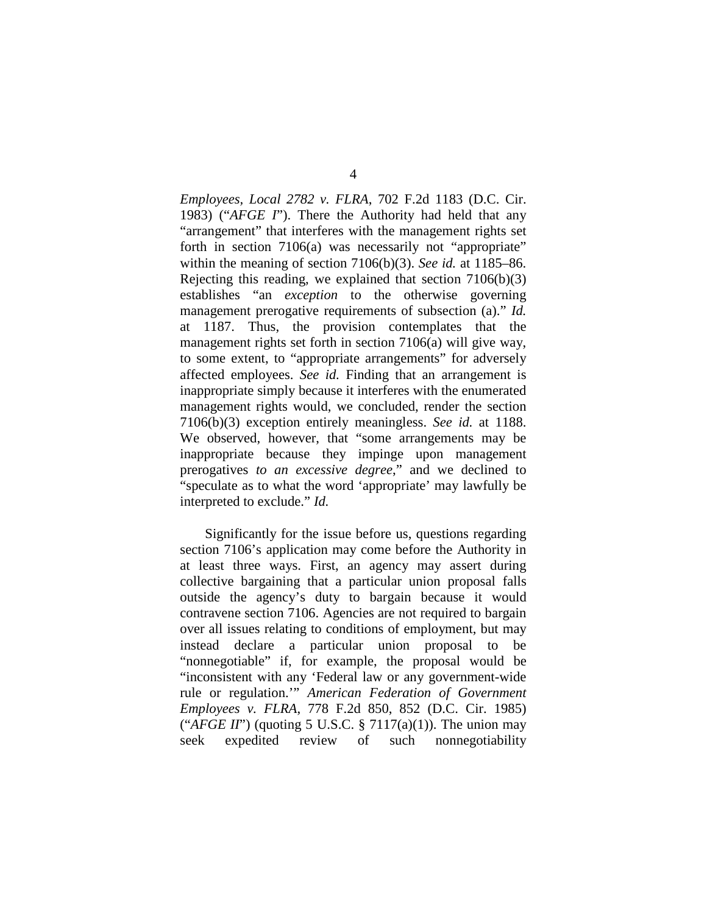*Employees, Local 2782 v. FLRA*, 702 F.2d 1183 (D.C. Cir. 1983) ("*AFGE I*"). There the Authority had held that any "arrangement" that interferes with the management rights set forth in section 7106(a) was necessarily not "appropriate" within the meaning of section 7106(b)(3). *See id.* at 1185–86. Rejecting this reading, we explained that section 7106(b)(3) establishes "an *exception* to the otherwise governing management prerogative requirements of subsection (a)." *Id.* at 1187. Thus, the provision contemplates that the management rights set forth in section 7106(a) will give way, to some extent, to "appropriate arrangements" for adversely affected employees. *See id.* Finding that an arrangement is inappropriate simply because it interferes with the enumerated management rights would, we concluded, render the section 7106(b)(3) exception entirely meaningless. *See id.* at 1188. We observed, however, that "some arrangements may be inappropriate because they impinge upon management prerogatives *to an excessive degree*," and we declined to "speculate as to what the word 'appropriate' may lawfully be interpreted to exclude." *Id.*

Significantly for the issue before us, questions regarding section 7106's application may come before the Authority in at least three ways. First, an agency may assert during collective bargaining that a particular union proposal falls outside the agency's duty to bargain because it would contravene section 7106. Agencies are not required to bargain over all issues relating to conditions of employment, but may instead declare a particular union proposal to be "nonnegotiable" if, for example, the proposal would be "inconsistent with any 'Federal law or any government-wide rule or regulation.'" *American Federation of Government Employees v. FLRA*, 778 F.2d 850, 852 (D.C. Cir. 1985) ("*AFGE II*") (quoting 5 U.S.C. § 7117(a)(1)). The union may seek expedited review of such nonnegotiability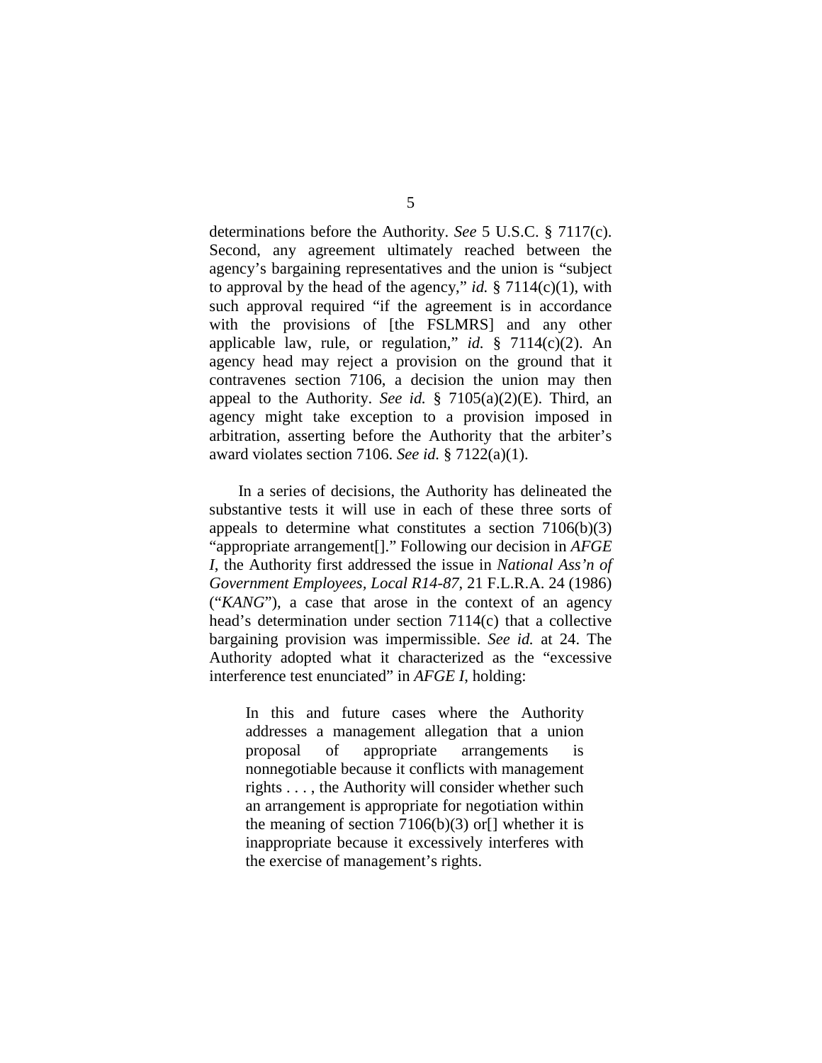determinations before the Authority. *See* 5 U.S.C. § 7117(c). Second, any agreement ultimately reached between the agency's bargaining representatives and the union is "subject to approval by the head of the agency," *id.* § 7114(c)(1), with such approval required "if the agreement is in accordance with the provisions of [the FSLMRS] and any other applicable law, rule, or regulation," *id.* § 7114(c)(2). An agency head may reject a provision on the ground that it contravenes section 7106, a decision the union may then appeal to the Authority. *See id.* § 7105(a)(2)(E). Third, an agency might take exception to a provision imposed in arbitration, asserting before the Authority that the arbiter's award violates section 7106. *See id.* § 7122(a)(1).

In a series of decisions, the Authority has delineated the substantive tests it will use in each of these three sorts of appeals to determine what constitutes a section 7106(b)(3) "appropriate arrangement[]." Following our decision in *AFGE I*, the Authority first addressed the issue in *National Ass'n of Government Employees, Local R14-87*, 21 F.L.R.A. 24 (1986) ("*KANG*"), a case that arose in the context of an agency head's determination under section 7114(c) that a collective bargaining provision was impermissible. *See id.* at 24. The Authority adopted what it characterized as the "excessive interference test enunciated" in *AFGE I*, holding:

> In this and future cases where the Authority addresses a management allegation that a union proposal of appropriate arrangements is nonnegotiable because it conflicts with management rights . . . , the Authority will consider whether such an arrangement is appropriate for negotiation within the meaning of section 7106(b)(3) or[] whether it is inappropriate because it excessively interferes with the exercise of management's rights.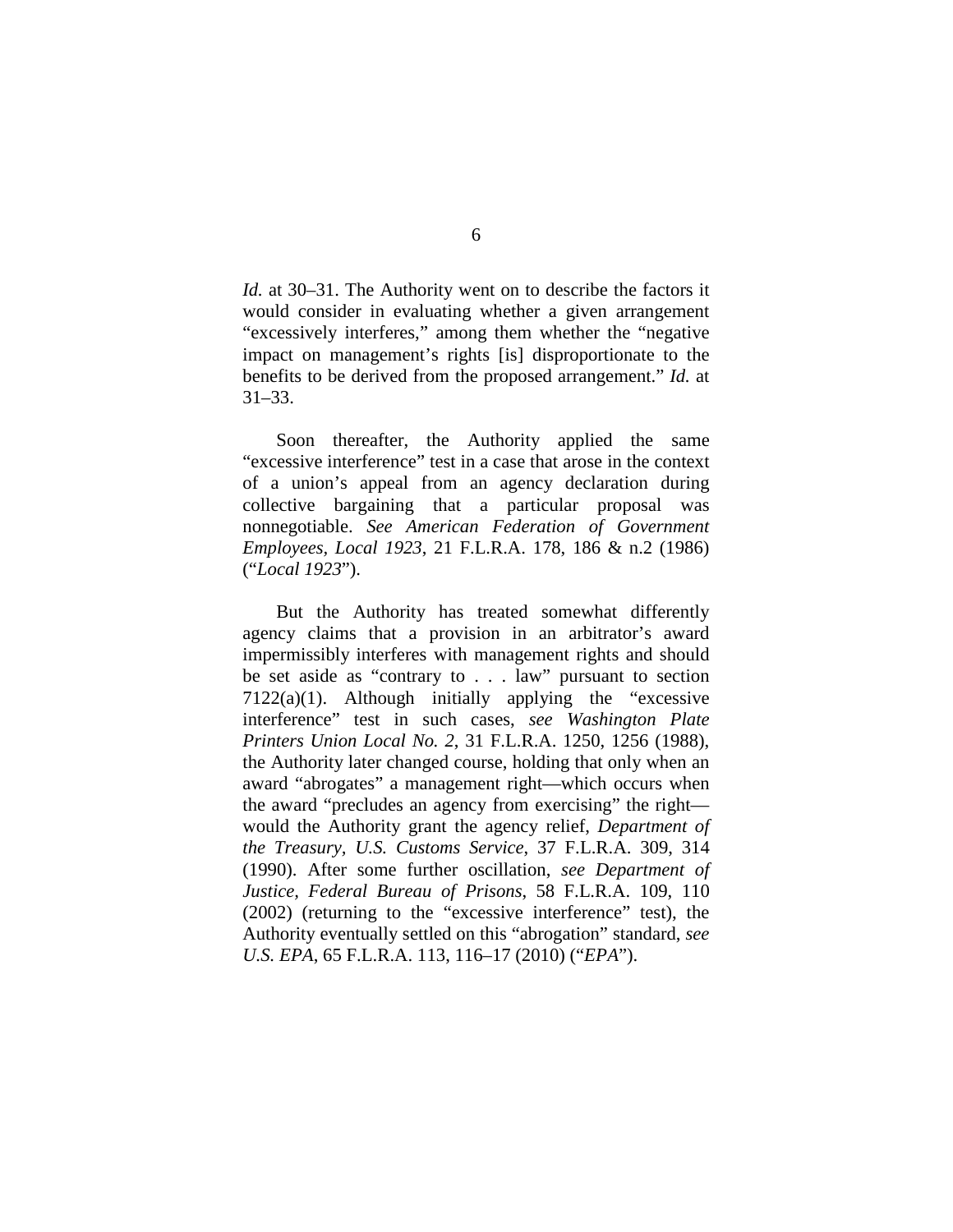*Id.* at 30–31. The Authority went on to describe the factors it would consider in evaluating whether a given arrangement "excessively interferes," among them whether the "negative impact on management's rights [is] disproportionate to the benefits to be derived from the proposed arrangement." *Id.* at 31–33.

Soon thereafter, the Authority applied the same "excessive interference" test in a case that arose in the context of a union's appeal from an agency declaration during collective bargaining that a particular proposal was nonnegotiable. *See American Federation of Government Employees, Local 1923*, 21 F.L.R.A. 178, 186 & n.2 (1986) ("*Local 1923*").

But the Authority has treated somewhat differently agency claims that a provision in an arbitrator's award impermissibly interferes with management rights and should be set aside as "contrary to . . . law" pursuant to section 7122(a)(1). Although initially applying the "excessive interference" test in such cases, *see Washington Plate Printers Union Local No. 2*, 31 F.L.R.A. 1250, 1256 (1988), the Authority later changed course, holding that only when an award "abrogates" a management right—which occurs when the award "precludes an agency from exercising" the right—would the Authority grant the agency relief, *Department of the Treasury, U.S. Customs Service*, 37 F.L.R.A. 309, 314 (1990). After some further oscillation, *see Department of Justice, Federal Bureau of Prisons*, 58 F.L.R.A. 109, 110 (2002) (returning to the "excessive interference" test), the Authority eventually settled on this "abrogation" standard, *see U.S. EPA*, 65 F.L.R.A. 113, 116–17 (2010) ("*EPA*").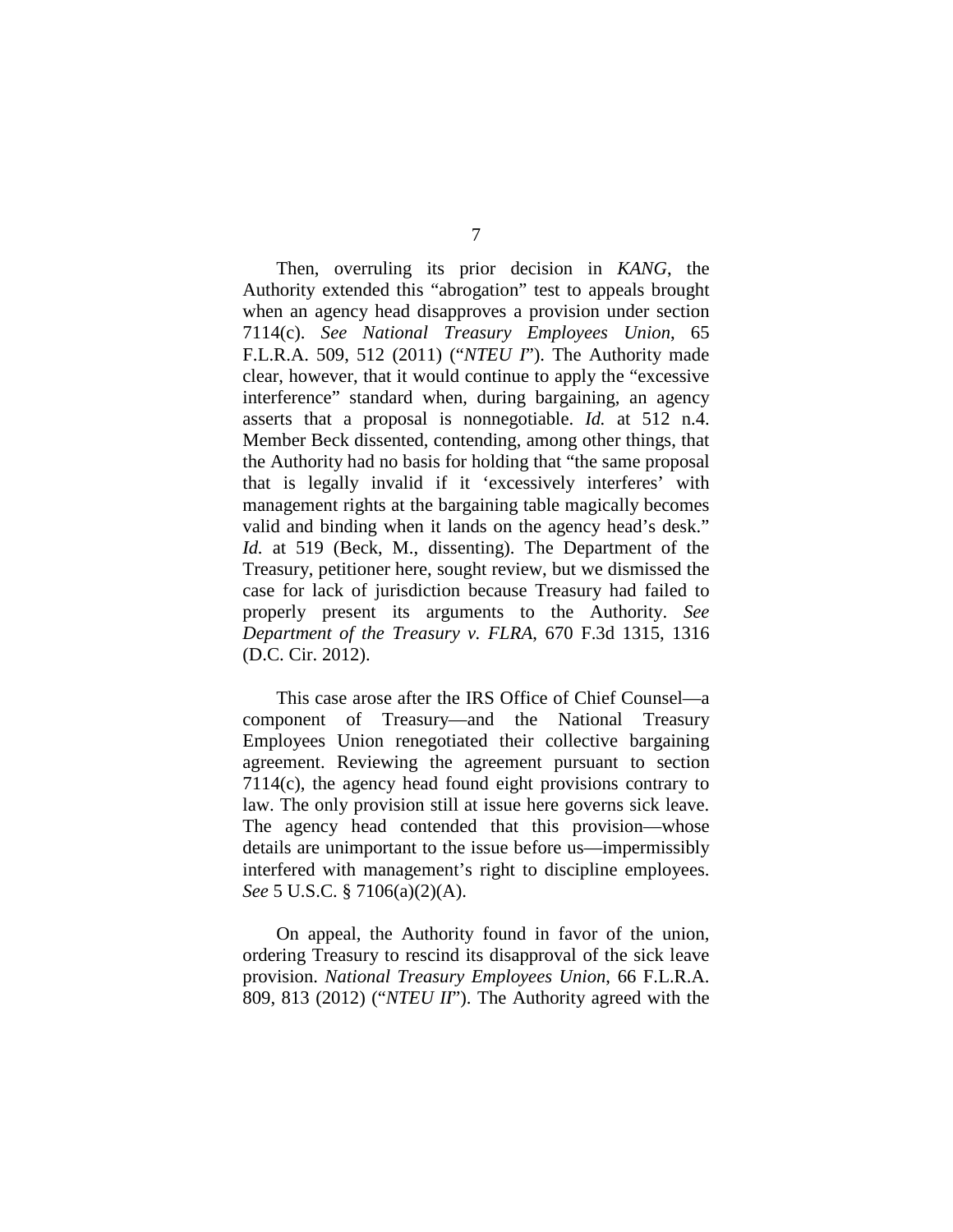Then, overruling its prior decision in *KANG*, the Authority extended this "abrogation" test to appeals brought when an agency head disapproves a provision under section 7114(c). *See National Treasury Employees Union*, 65 F.L.R.A. 509, 512 (2011) ("*NTEU I*"). The Authority made clear, however, that it would continue to apply the "excessive interference" standard when, during bargaining, an agency asserts that a proposal is nonnegotiable. *Id.* at 512 n.4. Member Beck dissented, contending, among other things, that the Authority had no basis for holding that "the same proposal that is legally invalid if it 'excessively interferes' with management rights at the bargaining table magically becomes valid and binding when it lands on the agency head's desk." *Id.* at 519 (Beck, M., dissenting). The Department of the Treasury, petitioner here, sought review, but we dismissed the case for lack of jurisdiction because Treasury had failed to properly present its arguments to the Authority. *See Department of the Treasury v. FLRA*, 670 F.3d 1315, 1316 (D.C. Cir. 2012).

This case arose after the IRS Office of Chief Counsel—a component of Treasury—and the National Treasury Employees Union renegotiated their collective bargaining agreement. Reviewing the agreement pursuant to section 7114(c), the agency head found eight provisions contrary to law. The only provision still at issue here governs sick leave. The agency head contended that this provision—whose details are unimportant to the issue before us—impermissibly interfered with management's right to discipline employees. *See* 5 U.S.C. § 7106(a)(2)(A).

On appeal, the Authority found in favor of the union, ordering Treasury to rescind its disapproval of the sick leave provision. *National Treasury Employees Union*, 66 F.L.R.A. 809, 813 (2012) ("*NTEU II*"). The Authority agreed with the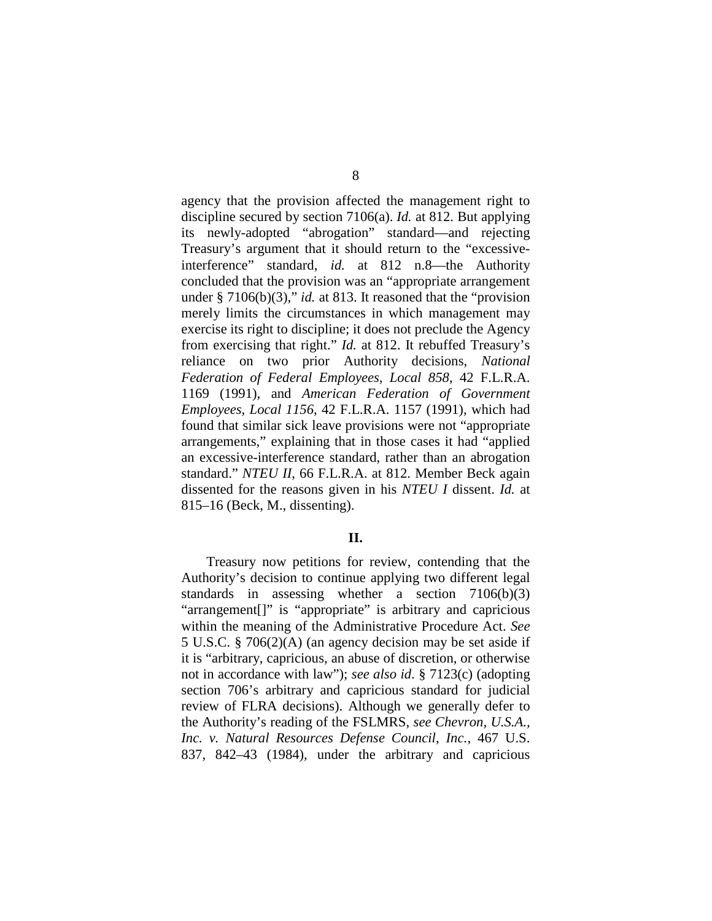agency that the provision affected the management right to discipline secured by section 7106(a). *Id.* at 812. But applying its newly-adopted "abrogation" standard—and rejecting Treasury's argument that it should return to the "excessive-interference" standard, *id.* at 812 n.8—the Authority concluded that the provision was an "appropriate arrangement under § 7106(b)(3)," *id.* at 813. It reasoned that the "provision merely limits the circumstances in which management may exercise its right to discipline; it does not preclude the Agency from exercising that right." *Id.* at 812. It rebuffed Treasury's reliance on two prior Authority decisions, *National Federation of Federal Employees, Local 858*, 42 F.L.R.A. 1169 (1991), and *American Federation of Government Employees, Local 1156*, 42 F.L.R.A. 1157 (1991), which had found that similar sick leave provisions were not "appropriate arrangements," explaining that in those cases it had "applied an excessive-interference standard, rather than an abrogation standard." *NTEU II*, 66 F.L.R.A. at 812. Member Beck again dissented for the reasons given in his *NTEU I* dissent. *Id.* at 815–16 (Beck, M., dissenting).

## II.

Treasury now petitions for review, contending that the Authority's decision to continue applying two different legal standards in assessing whether a section 7106(b)(3) "arrangement[]" is "appropriate" is arbitrary and capricious within the meaning of the Administrative Procedure Act. *See* 5 U.S.C. § 706(2)(A) (an agency decision may be set aside if it is "arbitrary, capricious, an abuse of discretion, or otherwise not in accordance with law"); *see also id.* § 7123(c) (adopting section 706's arbitrary and capricious standard for judicial review of FLRA decisions). Although we generally defer to the Authority's reading of the FSLMRS, *see Chevron, U.S.A., Inc. v. Natural Resources Defense Council, Inc.*, 467 U.S. 837, 842–43 (1984), under the arbitrary and capricious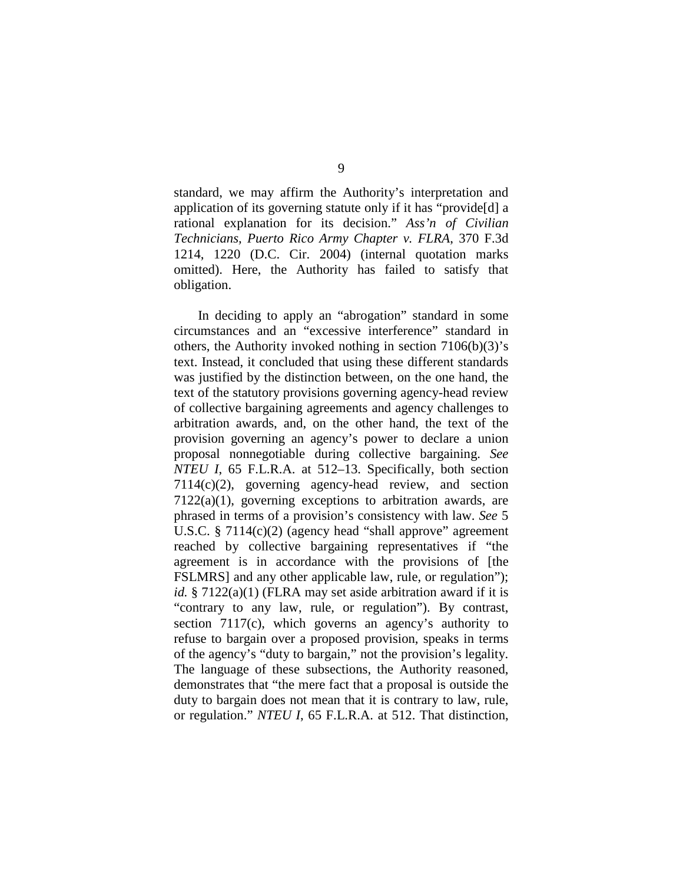standard, we may affirm the Authority's interpretation and application of its governing statute only if it has "provide[d] a rational explanation for its decision." *Ass'n of Civilian Technicians, Puerto Rico Army Chapter v. FLRA*, 370 F.3d 1214, 1220 (D.C. Cir. 2004) (internal quotation marks omitted). Here, the Authority has failed to satisfy that obligation.

In deciding to apply an "abrogation" standard in some circumstances and an "excessive interference" standard in others, the Authority invoked nothing in section 7106(b)(3)'s text. Instead, it concluded that using these different standards was justified by the distinction between, on the one hand, the text of the statutory provisions governing agency-head review of collective bargaining agreements and agency challenges to arbitration awards, and, on the other hand, the text of the provision governing an agency's power to declare a union proposal nonnegotiable during collective bargaining. *See NTEU I*, 65 F.L.R.A. at 512–13. Specifically, both section 7114(c)(2), governing agency-head review, and section 7122(a)(1), governing exceptions to arbitration awards, are phrased in terms of a provision's consistency with law. *See* 5 U.S.C. § 7114(c)(2) (agency head "shall approve" agreement reached by collective bargaining representatives if "the agreement is in accordance with the provisions of [the FSLMRS] and any other applicable law, rule, or regulation"); *id.* § 7122(a)(1) (FLRA may set aside arbitration award if it is "contrary to any law, rule, or regulation"). By contrast, section 7117(c), which governs an agency's authority to refuse to bargain over a proposed provision, speaks in terms of the agency's "duty to bargain," not the provision's legality. The language of these subsections, the Authority reasoned, demonstrates that "the mere fact that a proposal is outside the duty to bargain does not mean that it is contrary to law, rule, or regulation." *NTEU I*, 65 F.L.R.A. at 512. That distinction,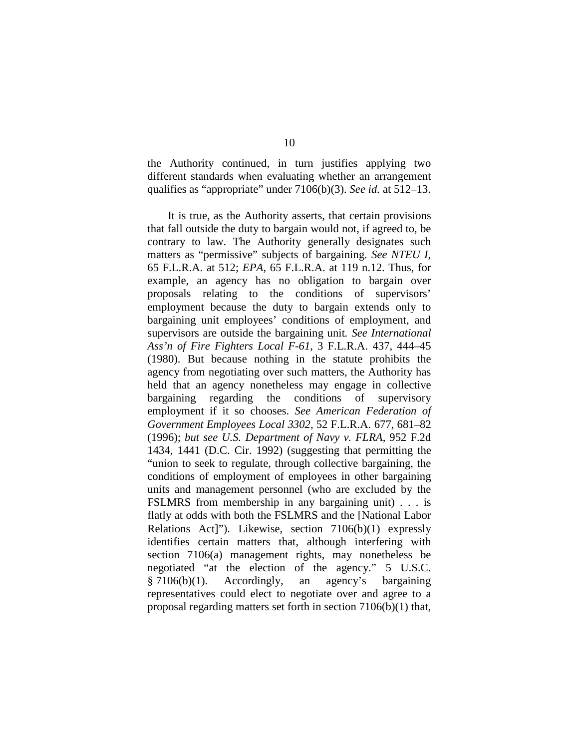the Authority continued, in turn justifies applying two different standards when evaluating whether an arrangement qualifies as "appropriate" under 7106(b)(3). *See id.* at 512–13.

It is true, as the Authority asserts, that certain provisions that fall outside the duty to bargain would not, if agreed to, be contrary to law. The Authority generally designates such matters as "permissive" subjects of bargaining. *See NTEU I*, 65 F.L.R.A. at 512; *EPA*, 65 F.L.R.A. at 119 n.12. Thus, for example, an agency has no obligation to bargain over proposals relating to the conditions of supervisors' employment because the duty to bargain extends only to bargaining unit employees' conditions of employment, and supervisors are outside the bargaining unit. *See International Ass'n of Fire Fighters Local F-61*, 3 F.L.R.A. 437, 444–45 (1980). But because nothing in the statute prohibits the agency from negotiating over such matters, the Authority has held that an agency nonetheless may engage in collective bargaining regarding the conditions of supervisory employment if it so chooses. *See American Federation of Government Employees Local 3302*, 52 F.L.R.A. 677, 681–82 (1996); *but see U.S. Department of Navy v. FLRA*, 952 F.2d 1434, 1441 (D.C. Cir. 1992) (suggesting that permitting the "union to seek to regulate, through collective bargaining, the conditions of employment of employees in other bargaining units and management personnel (who are excluded by the FSLMRS from membership in any bargaining unit) . . . is flatly at odds with both the FSLMRS and the [National Labor Relations Act]"). Likewise, section 7106(b)(1) expressly identifies certain matters that, although interfering with section 7106(a) management rights, may nonetheless be negotiated "at the election of the agency." 5 U.S.C. § 7106(b)(1). Accordingly, an agency's bargaining representatives could elect to negotiate over and agree to a proposal regarding matters set forth in section 7106(b)(1) that,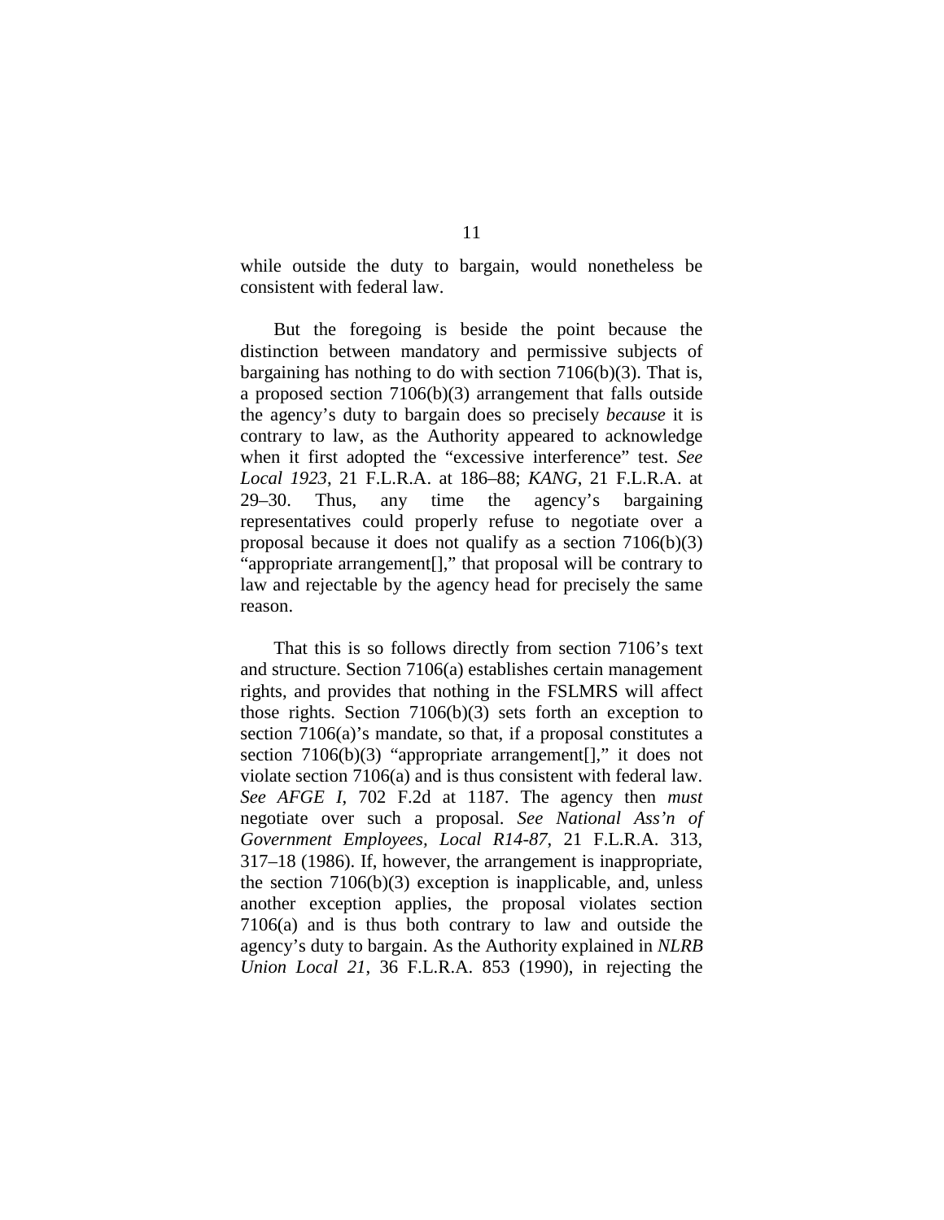while outside the duty to bargain, would nonetheless be consistent with federal law.

But the foregoing is beside the point because the distinction between mandatory and permissive subjects of bargaining has nothing to do with section 7106(b)(3). That is, a proposed section 7106(b)(3) arrangement that falls outside the agency's duty to bargain does so precisely *because* it is contrary to law, as the Authority appeared to acknowledge when it first adopted the "excessive interference" test. *See Local 1923*, 21 F.L.R.A. at 186–88; *KANG*, 21 F.L.R.A. at 29–30. Thus, any time the agency's bargaining representatives could properly refuse to negotiate over a proposal because it does not qualify as a section 7106(b)(3) "appropriate arrangement[]," that proposal will be contrary to law and rejectable by the agency head for precisely the same reason.

That this is so follows directly from section 7106's text and structure. Section 7106(a) establishes certain management rights, and provides that nothing in the FSLMRS will affect those rights. Section 7106(b)(3) sets forth an exception to section 7106(a)'s mandate, so that, if a proposal constitutes a section 7106(b)(3) "appropriate arrangement[]," it does not violate section 7106(a) and is thus consistent with federal law. *See AFGE I*, 702 F.2d at 1187. The agency then *must* negotiate over such a proposal. *See National Ass'n of Government Employees, Local R14-87*, 21 F.L.R.A. 313, 317–18 (1986). If, however, the arrangement is inappropriate, the section 7106(b)(3) exception is inapplicable, and, unless another exception applies, the proposal violates section 7106(a) and is thus both contrary to law and outside the agency's duty to bargain. As the Authority explained in *NLRB Union Local 21*, 36 F.L.R.A. 853 (1990), in rejecting the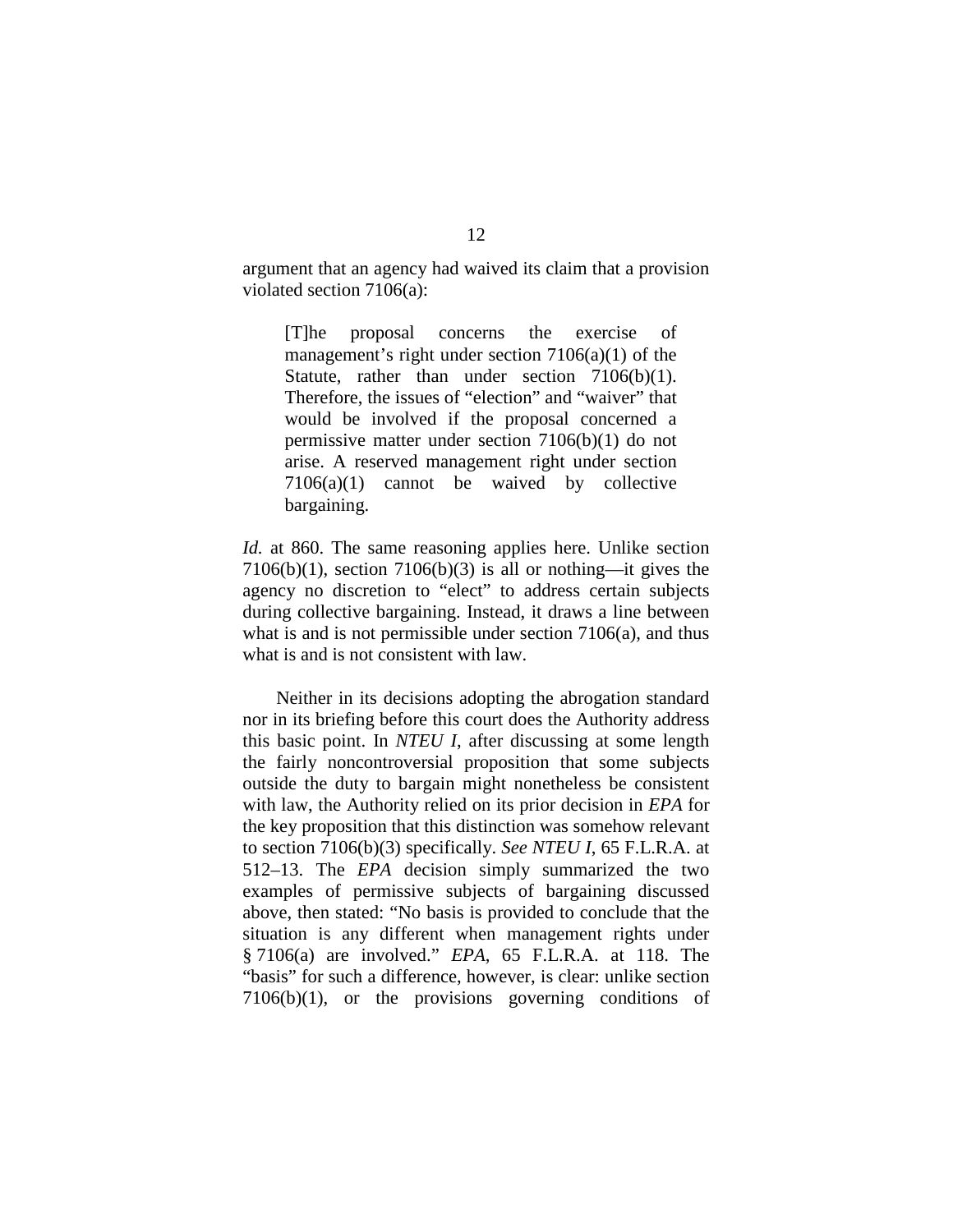argument that an agency had waived its claim that a provision violated section 7106(a):

> [T]he proposal concerns the exercise of management's right under section 7106(a)(1) of the Statute, rather than under section 7106(b)(1). Therefore, the issues of "election" and "waiver" that would be involved if the proposal concerned a permissive matter under section 7106(b)(1) do not arise. A reserved management right under section 7106(a)(1) cannot be waived by collective bargaining.

*Id.* at 860. The same reasoning applies here. Unlike section 7106(b)(1), section 7106(b)(3) is all or nothing—it gives the agency no discretion to "elect" to address certain subjects during collective bargaining. Instead, it draws a line between what is and is not permissible under section 7106(a), and thus what is and is not consistent with law.

Neither in its decisions adopting the abrogation standard nor in its briefing before this court does the Authority address this basic point. In *NTEU I*, after discussing at some length the fairly noncontroversial proposition that some subjects outside the duty to bargain might nonetheless be consistent with law, the Authority relied on its prior decision in *EPA* for the key proposition that this distinction was somehow relevant to section 7106(b)(3) specifically. *See NTEU I*, 65 F.L.R.A. at 512–13. The *EPA* decision simply summarized the two examples of permissive subjects of bargaining discussed above, then stated: "No basis is provided to conclude that the situation is any different when management rights under § 7106(a) are involved." *EPA*, 65 F.L.R.A. at 118. The "basis" for such a difference, however, is clear: unlike section 7106(b)(1), or the provisions governing conditions of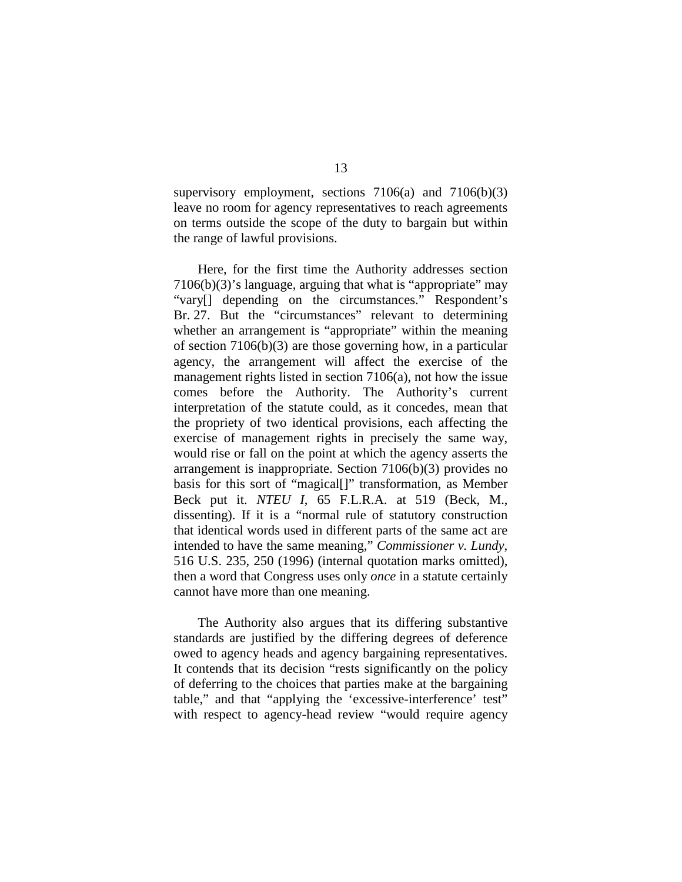supervisory employment, sections 7106(a) and 7106(b)(3) leave no room for agency representatives to reach agreements on terms outside the scope of the duty to bargain but within the range of lawful provisions.

Here, for the first time the Authority addresses section 7106(b)(3)'s language, arguing that what is "appropriate" may "vary[] depending on the circumstances." Respondent's Br. 27. But the "circumstances" relevant to determining whether an arrangement is "appropriate" within the meaning of section 7106(b)(3) are those governing how, in a particular agency, the arrangement will affect the exercise of the management rights listed in section 7106(a), not how the issue comes before the Authority. The Authority's current interpretation of the statute could, as it concedes, mean that the propriety of two identical provisions, each affecting the exercise of management rights in precisely the same way, would rise or fall on the point at which the agency asserts the arrangement is inappropriate. Section 7106(b)(3) provides no basis for this sort of "magical[]" transformation, as Member Beck put it. *NTEU I*, 65 F.L.R.A. at 519 (Beck, M., dissenting). If it is a "normal rule of statutory construction that identical words used in different parts of the same act are intended to have the same meaning," *Commissioner v. Lundy*, 516 U.S. 235, 250 (1996) (internal quotation marks omitted), then a word that Congress uses only *once* in a statute certainly cannot have more than one meaning.

The Authority also argues that its differing substantive standards are justified by the differing degrees of deference owed to agency heads and agency bargaining representatives. It contends that its decision "rests significantly on the policy of deferring to the choices that parties make at the bargaining table," and that "applying the 'excessive-interference' test" with respect to agency-head review "would require agency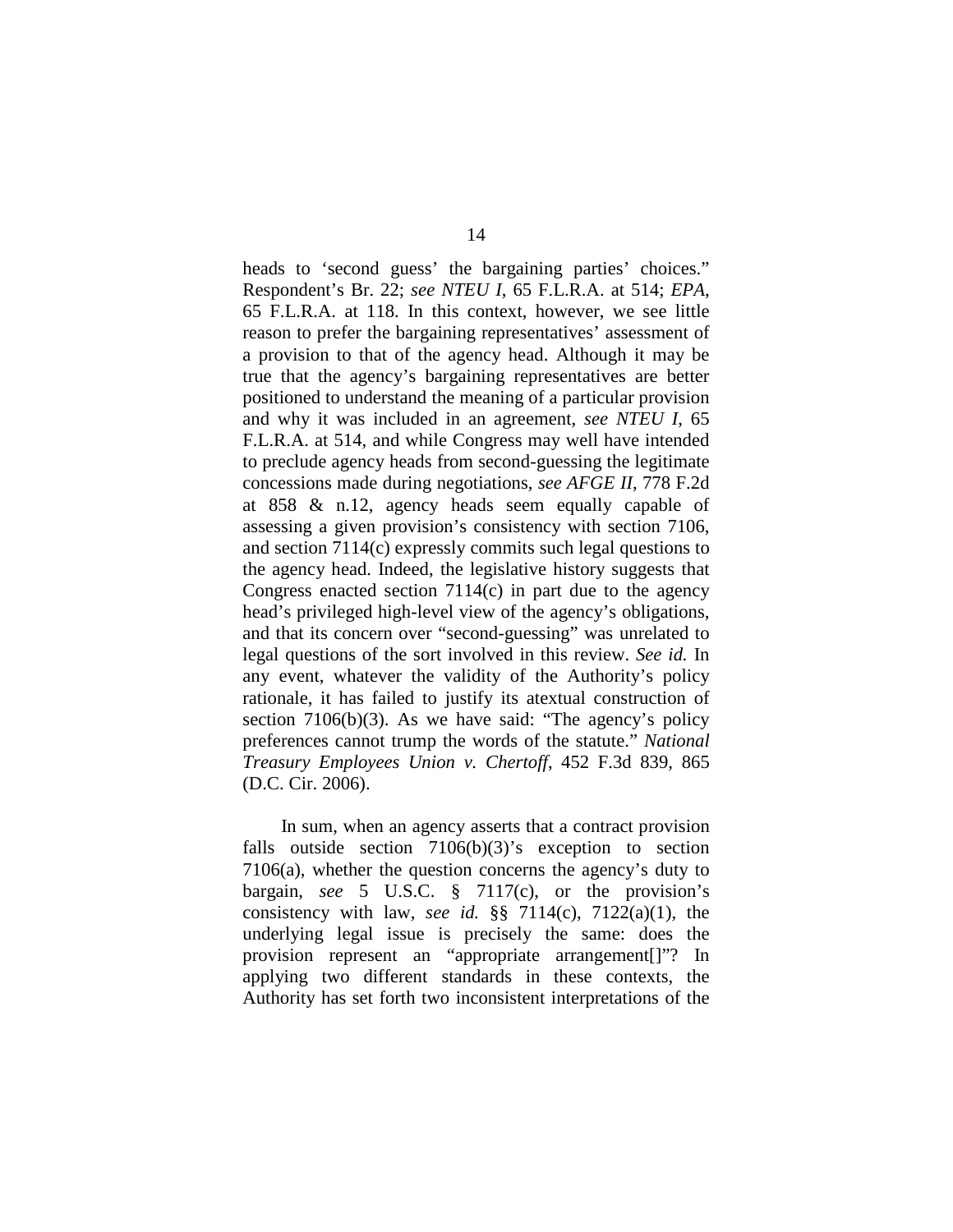heads to 'second guess' the bargaining parties' choices." Respondent's Br. 22; *see NTEU I*, 65 F.L.R.A. at 514; *EPA*, 65 F.L.R.A. at 118. In this context, however, we see little reason to prefer the bargaining representatives' assessment of a provision to that of the agency head. Although it may be true that the agency's bargaining representatives are better positioned to understand the meaning of a particular provision and why it was included in an agreement, *see NTEU I*, 65 F.L.R.A. at 514, and while Congress may well have intended to preclude agency heads from second-guessing the legitimate concessions made during negotiations, *see AFGE II*, 778 F.2d at 858 & n.12, agency heads seem equally capable of assessing a given provision's consistency with section 7106, and section 7114(c) expressly commits such legal questions to the agency head. Indeed, the legislative history suggests that Congress enacted section 7114(c) in part due to the agency head's privileged high-level view of the agency's obligations, and that its concern over "second-guessing" was unrelated to legal questions of the sort involved in this review. *See id.* In any event, whatever the validity of the Authority's policy rationale, it has failed to justify its atextual construction of section 7106(b)(3). As we have said: "The agency's policy preferences cannot trump the words of the statute." *National Treasury Employees Union v. Chertoff*, 452 F.3d 839, 865 (D.C. Cir. 2006).

In sum, when an agency asserts that a contract provision falls outside section 7106(b)(3)'s exception to section 7106(a), whether the question concerns the agency's duty to bargain, *see* 5 U.S.C. § 7117(c), or the provision's consistency with law, *see id.* §§ 7114(c), 7122(a)(1), the underlying legal issue is precisely the same: does the provision represent an "appropriate arrangement[]"? In applying two different standards in these contexts, the Authority has set forth two inconsistent interpretations of the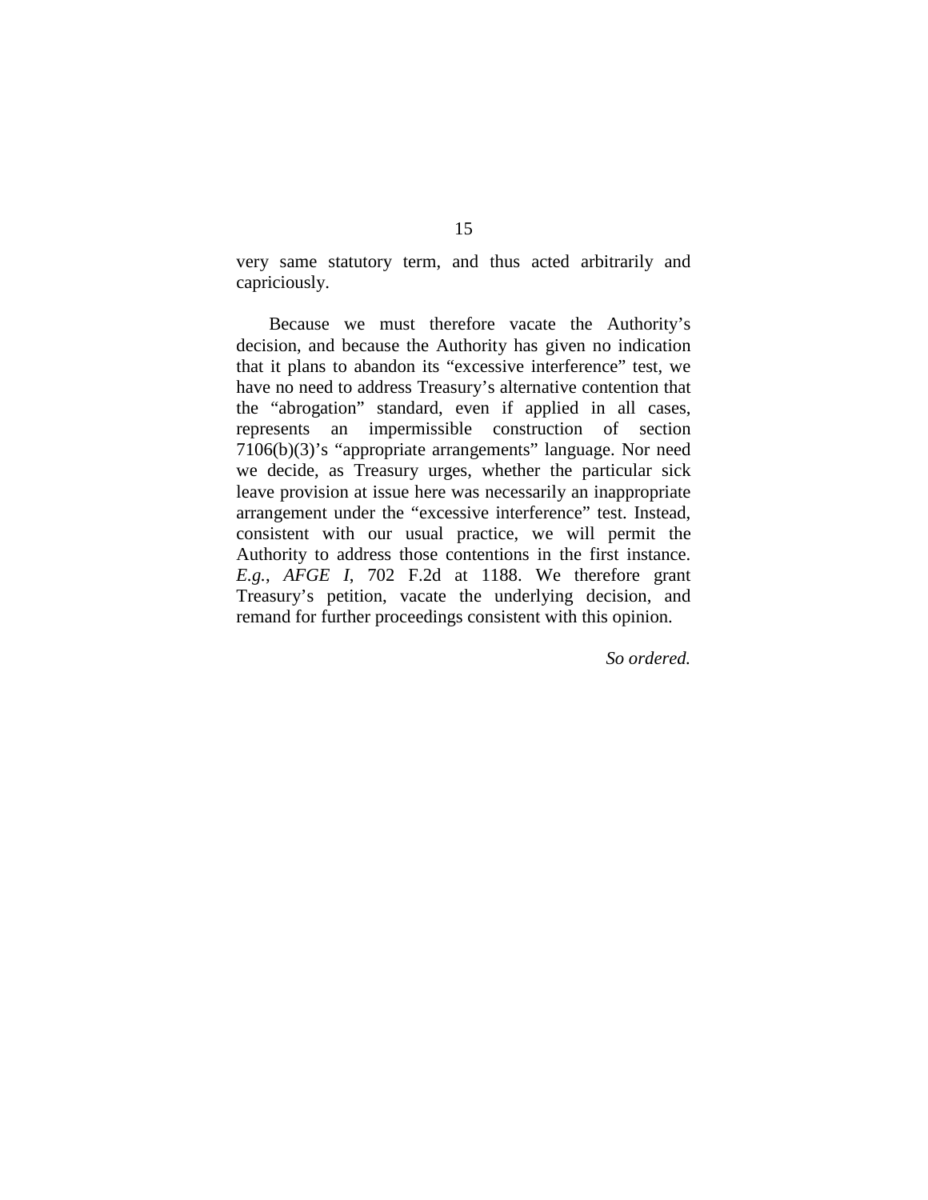very same statutory term, and thus acted arbitrarily and capriciously.

Because we must therefore vacate the Authority's decision, and because the Authority has given no indication that it plans to abandon its "excessive interference" test, we have no need to address Treasury's alternative contention that the "abrogation" standard, even if applied in all cases, represents an impermissible construction of section 7106(b)(3)'s "appropriate arrangements" language. Nor need we decide, as Treasury urges, whether the particular sick leave provision at issue here was necessarily an inappropriate arrangement under the "excessive interference" test. Instead, consistent with our usual practice, we will permit the Authority to address those contentions in the first instance. *E.g.*, *AFGE I*, 702 F.2d at 1188. We therefore grant Treasury's petition, vacate the underlying decision, and remand for further proceedings consistent with this opinion.

*So ordered.*